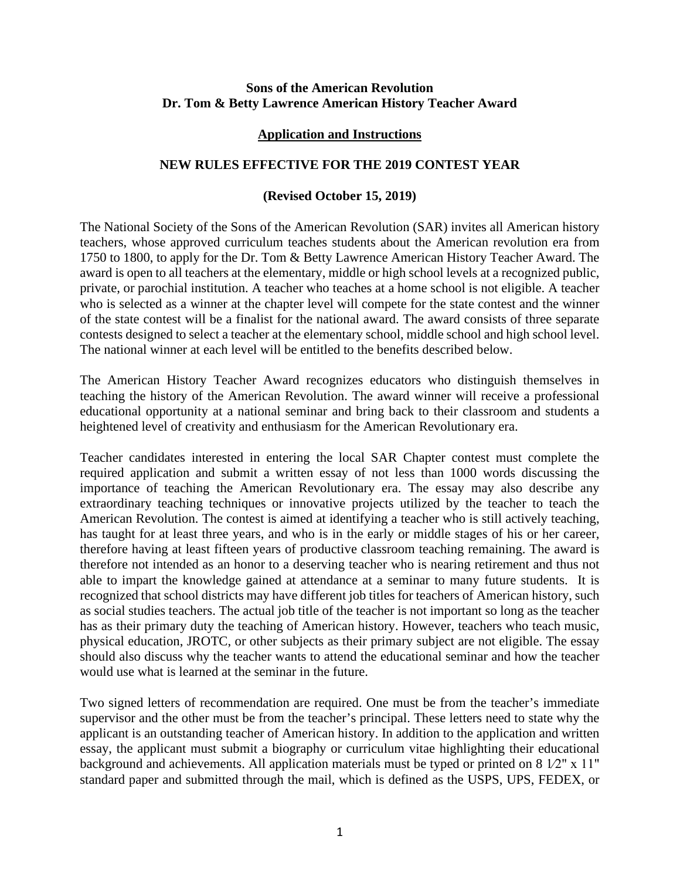**Sons of the American Revolution**
**Dr. Tom & Betty Lawrence American History Teacher Award**

**Application and Instructions**

**NEW RULES EFFECTIVE FOR THE 2019 CONTEST YEAR**

**(Revised October 15, 2019)**

The National Society of the Sons of the American Revolution (SAR) invites all American history teachers, whose approved curriculum teaches students about the American revolution era from 1750 to 1800, to apply for the Dr. Tom & Betty Lawrence American History Teacher Award. The award is open to all teachers at the elementary, middle or high school levels at a recognized public, private, or parochial institution. A teacher who teaches at a home school is not eligible. A teacher who is selected as a winner at the chapter level will compete for the state contest and the winner of the state contest will be a finalist for the national award. The award consists of three separate contests designed to select a teacher at the elementary school, middle school and high school level. The national winner at each level will be entitled to the benefits described below.

The American History Teacher Award recognizes educators who distinguish themselves in teaching the history of the American Revolution. The award winner will receive a professional educational opportunity at a national seminar and bring back to their classroom and students a heightened level of creativity and enthusiasm for the American Revolutionary era.

Teacher candidates interested in entering the local SAR Chapter contest must complete the required application and submit a written essay of not less than 1000 words discussing the importance of teaching the American Revolutionary era. The essay may also describe any extraordinary teaching techniques or innovative projects utilized by the teacher to teach the American Revolution. The contest is aimed at identifying a teacher who is still actively teaching, has taught for at least three years, and who is in the early or middle stages of his or her career, therefore having at least fifteen years of productive classroom teaching remaining. The award is therefore not intended as an honor to a deserving teacher who is nearing retirement and thus not able to impart the knowledge gained at attendance at a seminar to many future students. It is recognized that school districts may have different job titles for teachers of American history, such as social studies teachers. The actual job title of the teacher is not important so long as the teacher has as their primary duty the teaching of American history. However, teachers who teach music, physical education, JROTC, or other subjects as their primary subject are not eligible. The essay should also discuss why the teacher wants to attend the educational seminar and how the teacher would use what is learned at the seminar in the future.

Two signed letters of recommendation are required. One must be from the teacher's immediate supervisor and the other must be from the teacher's principal. These letters need to state why the applicant is an outstanding teacher of American history. In addition to the application and written essay, the applicant must submit a biography or curriculum vitae highlighting their educational background and achievements. All application materials must be typed or printed on 8 1⁄2" x 11" standard paper and submitted through the mail, which is defined as the USPS, UPS, FEDEX, or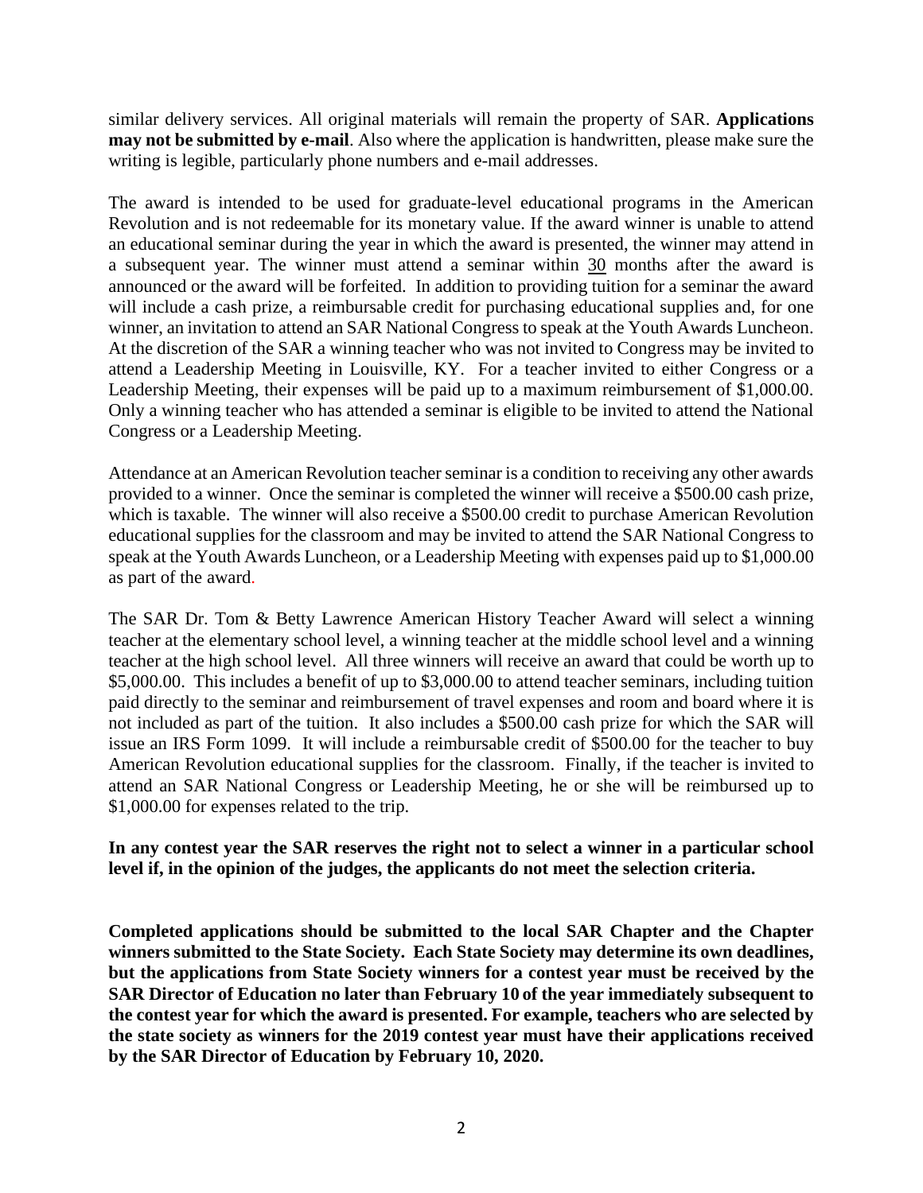similar delivery services. All original materials will remain the property of SAR. **Applications may not be submitted by e-mail**. Also where the application is handwritten, please make sure the writing is legible, particularly phone numbers and e-mail addresses.

The award is intended to be used for graduate-level educational programs in the American Revolution and is not redeemable for its monetary value. If the award winner is unable to attend an educational seminar during the year in which the award is presented, the winner may attend in a subsequent year. The winner must attend a seminar within 30 months after the award is announced or the award will be forfeited. In addition to providing tuition for a seminar the award will include a cash prize, a reimbursable credit for purchasing educational supplies and, for one winner, an invitation to attend an SAR National Congress to speak at the Youth Awards Luncheon. At the discretion of the SAR a winning teacher who was not invited to Congress may be invited to attend a Leadership Meeting in Louisville, KY. For a teacher invited to either Congress or a Leadership Meeting, their expenses will be paid up to a maximum reimbursement of $1,000.00. Only a winning teacher who has attended a seminar is eligible to be invited to attend the National Congress or a Leadership Meeting.

Attendance at an American Revolution teacher seminar is a condition to receiving any other awards provided to a winner. Once the seminar is completed the winner will receive a $500.00 cash prize, which is taxable. The winner will also receive a $500.00 credit to purchase American Revolution educational supplies for the classroom and may be invited to attend the SAR National Congress to speak at the Youth Awards Luncheon, or a Leadership Meeting with expenses paid up to $1,000.00 as part of the award.

The SAR Dr. Tom & Betty Lawrence American History Teacher Award will select a winning teacher at the elementary school level, a winning teacher at the middle school level and a winning teacher at the high school level. All three winners will receive an award that could be worth up to $5,000.00. This includes a benefit of up to $3,000.00 to attend teacher seminars, including tuition paid directly to the seminar and reimbursement of travel expenses and room and board where it is not included as part of the tuition. It also includes a $500.00 cash prize for which the SAR will issue an IRS Form 1099. It will include a reimbursable credit of $500.00 for the teacher to buy American Revolution educational supplies for the classroom. Finally, if the teacher is invited to attend an SAR National Congress or Leadership Meeting, he or she will be reimbursed up to $1,000.00 for expenses related to the trip.

**In any contest year the SAR reserves the right not to select a winner in a particular school level if, in the opinion of the judges, the applicants do not meet the selection criteria.**

**Completed applications should be submitted to the local SAR Chapter and the Chapter winners submitted to the State Society. Each State Society may determine its own deadlines, but the applications from State Society winners for a contest year must be received by the SAR Director of Education no later than February 10 of the year immediately subsequent to the contest year for which the award is presented. For example, teachers who are selected by the state society as winners for the 2019 contest year must have their applications received by the SAR Director of Education by February 10, 2020.**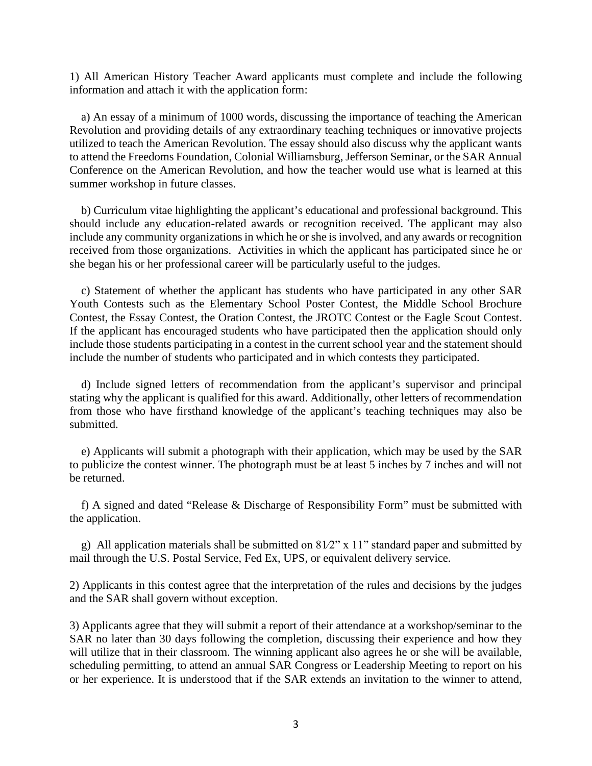1) All American History Teacher Award applicants must complete and include the following information and attach it with the application form:

a) An essay of a minimum of 1000 words, discussing the importance of teaching the American Revolution and providing details of any extraordinary teaching techniques or innovative projects utilized to teach the American Revolution. The essay should also discuss why the applicant wants to attend the Freedoms Foundation, Colonial Williamsburg, Jefferson Seminar, or the SAR Annual Conference on the American Revolution, and how the teacher would use what is learned at this summer workshop in future classes.

b) Curriculum vitae highlighting the applicant's educational and professional background. This should include any education-related awards or recognition received. The applicant may also include any community organizations in which he or she is involved, and any awards or recognition received from those organizations. Activities in which the applicant has participated since he or she began his or her professional career will be particularly useful to the judges.

c) Statement of whether the applicant has students who have participated in any other SAR Youth Contests such as the Elementary School Poster Contest, the Middle School Brochure Contest, the Essay Contest, the Oration Contest, the JROTC Contest or the Eagle Scout Contest. If the applicant has encouraged students who have participated then the application should only include those students participating in a contest in the current school year and the statement should include the number of students who participated and in which contests they participated.

d) Include signed letters of recommendation from the applicant's supervisor and principal stating why the applicant is qualified for this award. Additionally, other letters of recommendation from those who have firsthand knowledge of the applicant's teaching techniques may also be submitted.

e) Applicants will submit a photograph with their application, which may be used by the SAR to publicize the contest winner. The photograph must be at least 5 inches by 7 inches and will not be returned.

f) A signed and dated "Release & Discharge of Responsibility Form" must be submitted with the application.

g) All application materials shall be submitted on 8½" x 11" standard paper and submitted by mail through the U.S. Postal Service, Fed Ex, UPS, or equivalent delivery service.

2) Applicants in this contest agree that the interpretation of the rules and decisions by the judges and the SAR shall govern without exception.

3) Applicants agree that they will submit a report of their attendance at a workshop/seminar to the SAR no later than 30 days following the completion, discussing their experience and how they will utilize that in their classroom. The winning applicant also agrees he or she will be available, scheduling permitting, to attend an annual SAR Congress or Leadership Meeting to report on his or her experience. It is understood that if the SAR extends an invitation to the winner to attend,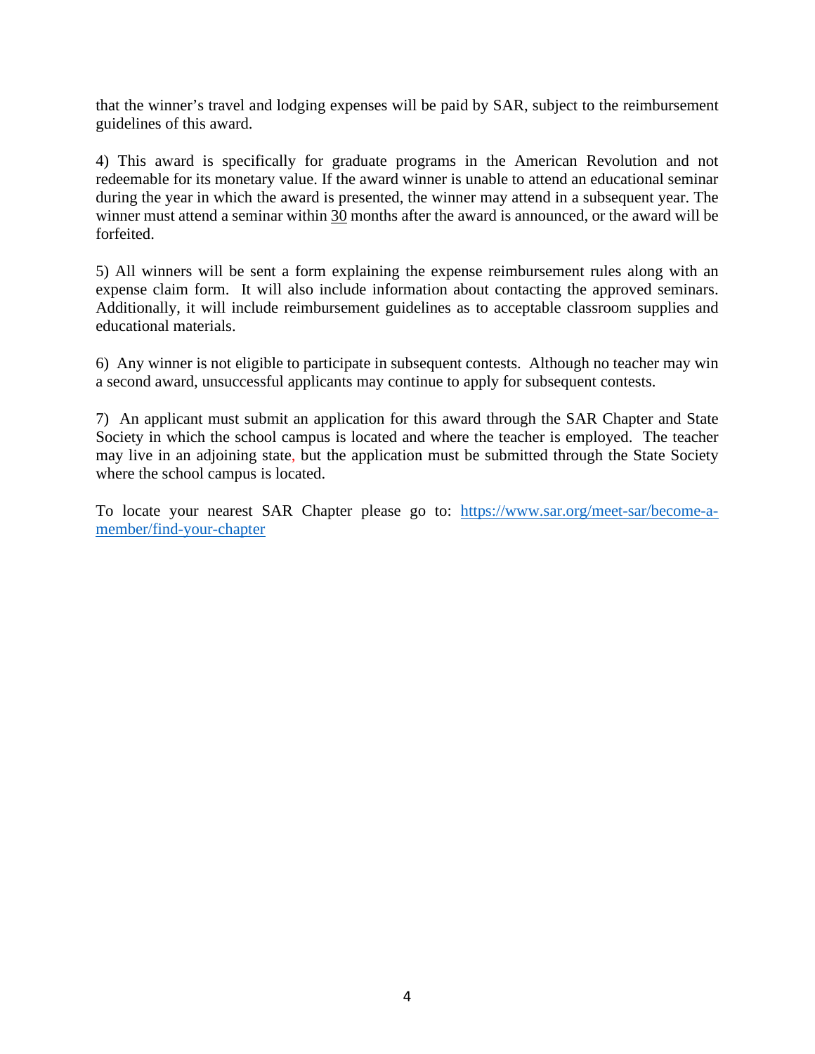that the winner's travel and lodging expenses will be paid by SAR, subject to the reimbursement guidelines of this award.

4) This award is specifically for graduate programs in the American Revolution and not redeemable for its monetary value. If the award winner is unable to attend an educational seminar during the year in which the award is presented, the winner may attend in a subsequent year. The winner must attend a seminar within 30 months after the award is announced, or the award will be forfeited.

5) All winners will be sent a form explaining the expense reimbursement rules along with an expense claim form. It will also include information about contacting the approved seminars. Additionally, it will include reimbursement guidelines as to acceptable classroom supplies and educational materials.

6) Any winner is not eligible to participate in subsequent contests. Although no teacher may win a second award, unsuccessful applicants may continue to apply for subsequent contests.

7) An applicant must submit an application for this award through the SAR Chapter and State Society in which the school campus is located and where the teacher is employed. The teacher may live in an adjoining state, but the application must be submitted through the State Society where the school campus is located.

To locate your nearest SAR Chapter please go to: [https://www.sar.org/meet-sar/become-a-member/find-your-chapter](https://www.sar.org/meet-sar/become-a-member/find-your-chapter)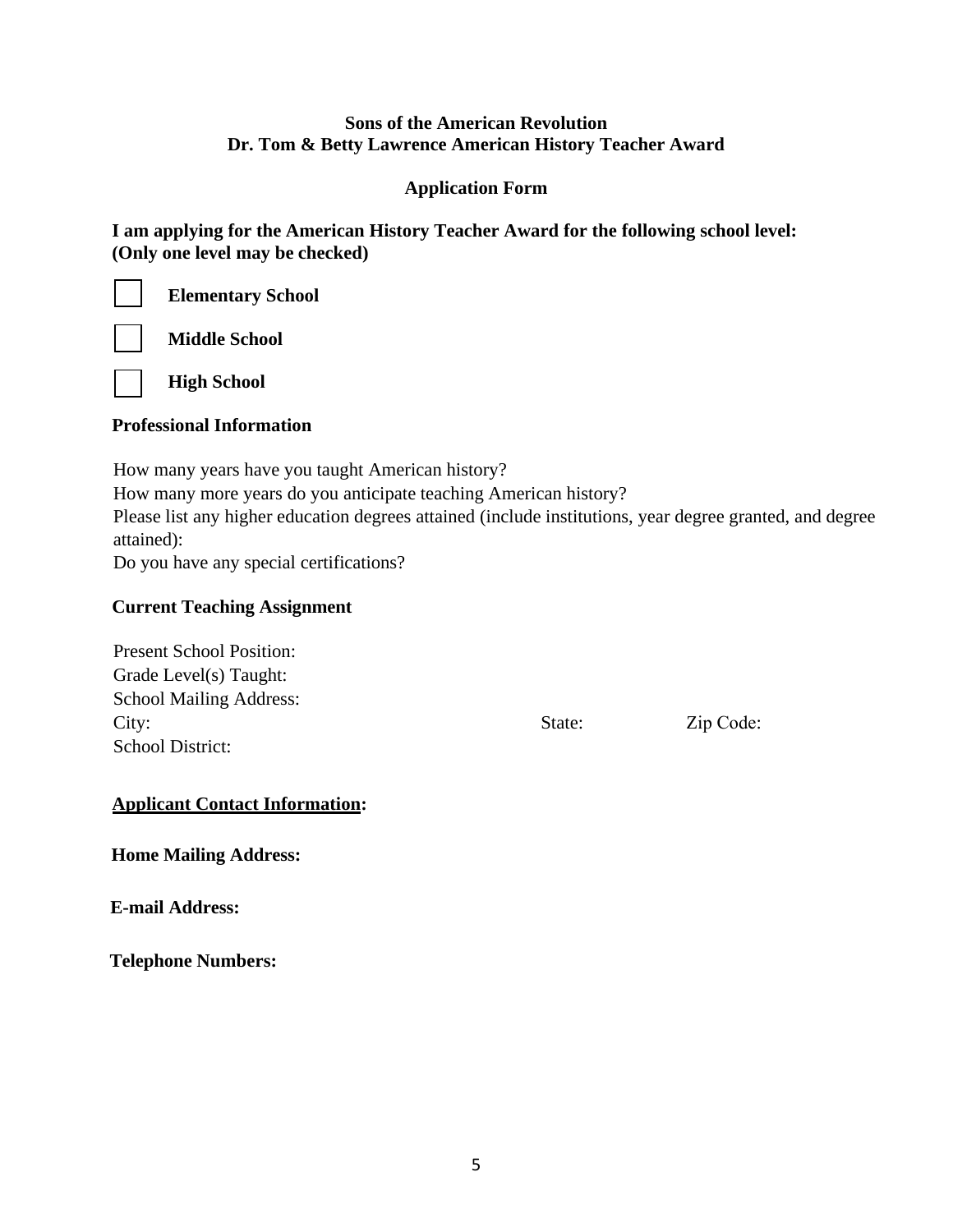**Sons of the American Revolution**
**Dr. Tom & Betty Lawrence American History Teacher Award**

**Application Form**

**I am applying for the American History Teacher Award for the following school level:**
**(Only one level may be checked)**

- ☐ **Elementary School**
- ☐ **Middle School**
- ☐ **High School**

**Professional Information**

How many years have you taught American history?
How many more years do you anticipate teaching American history?
Please list any higher education degrees attained (include institutions, year degree granted, and degree attained):
Do you have any special certifications?

**Current Teaching Assignment**

Present School Position:
Grade Level(s) Taught:
School Mailing Address:
City: State: Zip Code:
School District:

**<u>Applicant Contact Information</u>:**

**Home Mailing Address:**

**E-mail Address:**

**Telephone Numbers:**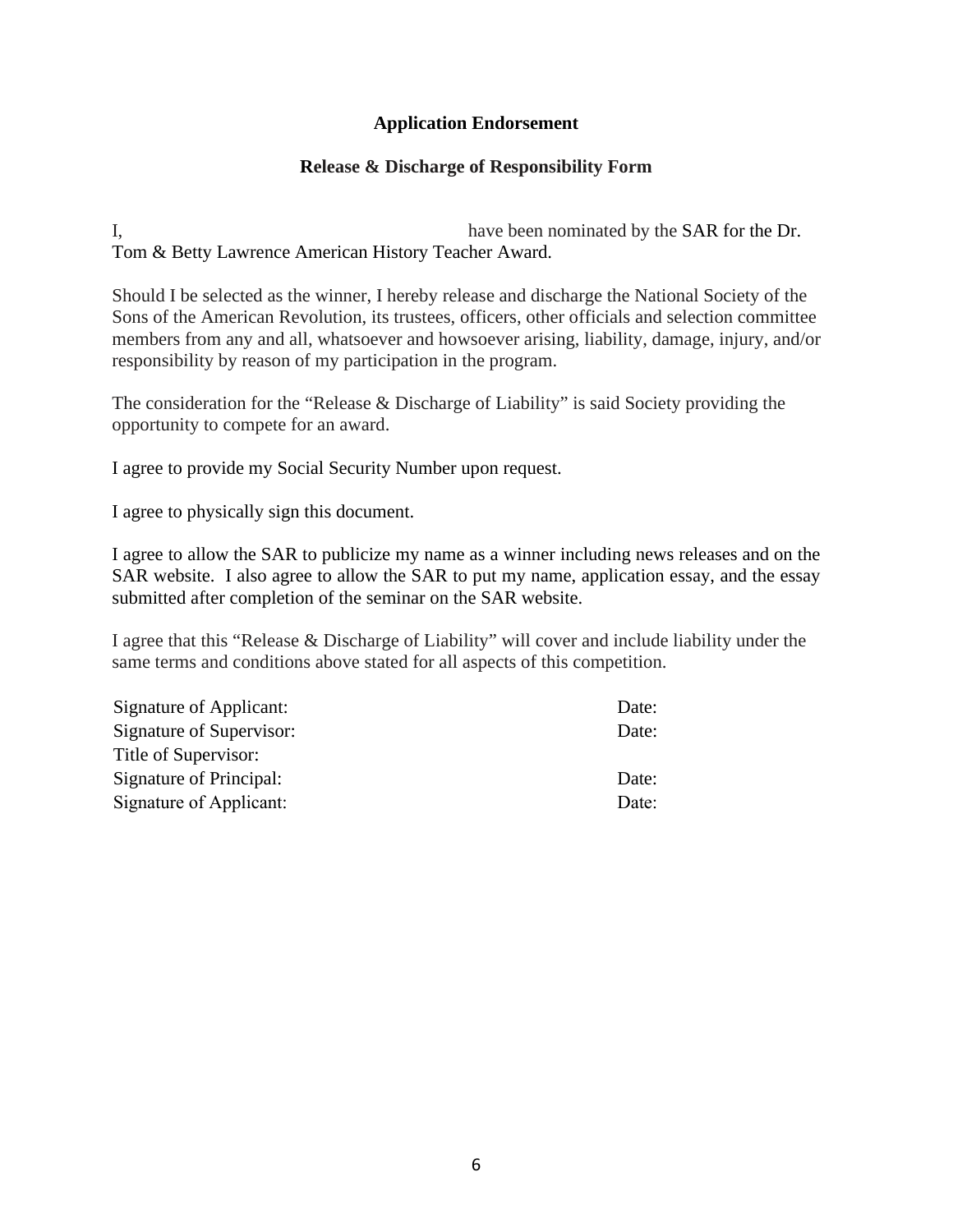**Application Endorsement**

**Release & Discharge of Responsibility Form**

I, ______________________________ have been nominated by the SAR for the Dr. Tom & Betty Lawrence American History Teacher Award.

Should I be selected as the winner, I hereby release and discharge the National Society of the Sons of the American Revolution, its trustees, officers, other officials and selection committee members from any and all, whatsoever and howsoever arising, liability, damage, injury, and/or responsibility by reason of my participation in the program.

The consideration for the "Release & Discharge of Liability" is said Society providing the opportunity to compete for an award.

I agree to provide my Social Security Number upon request.

I agree to physically sign this document.

I agree to allow the SAR to publicize my name as a winner including news releases and on the SAR website. I also agree to allow the SAR to put my name, application essay, and the essay submitted after completion of the seminar on the SAR website.

I agree that this "Release & Discharge of Liability" will cover and include liability under the same terms and conditions above stated for all aspects of this competition.

Signature of Applicant: Date:

Signature of Supervisor: Date:

Title of Supervisor:

Signature of Principal: Date:

Signature of Applicant: Date: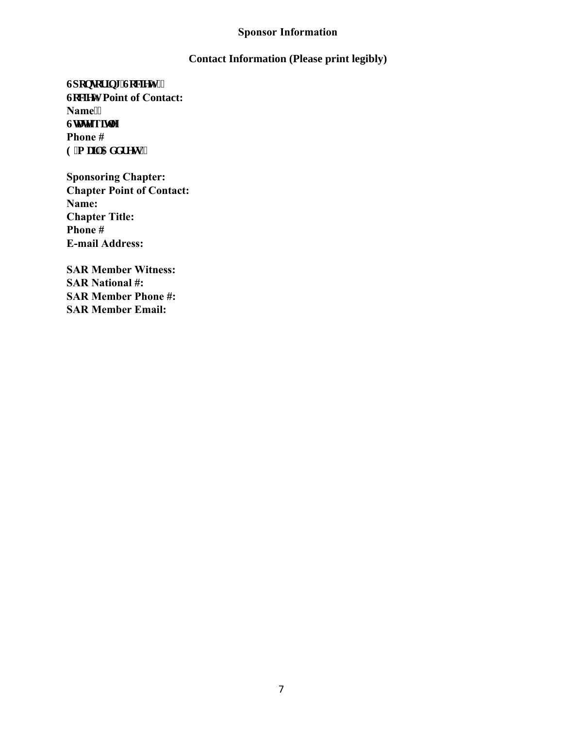**Sponsor Information**

**Contact Information (Please print legibly)**

**Sponsoring Society:**
**Society Point of Contact:**
**Name:**
**State Title:**
**Phone #**
**E-mail Address:**

**Sponsoring Chapter:**
**Chapter Point of Contact:**
**Name:**
**Chapter Title:**
**Phone #**
**E-mail Address:**

**SAR Member Witness:**
**SAR National #:**
**SAR Member Phone #:**
**SAR Member Email:**